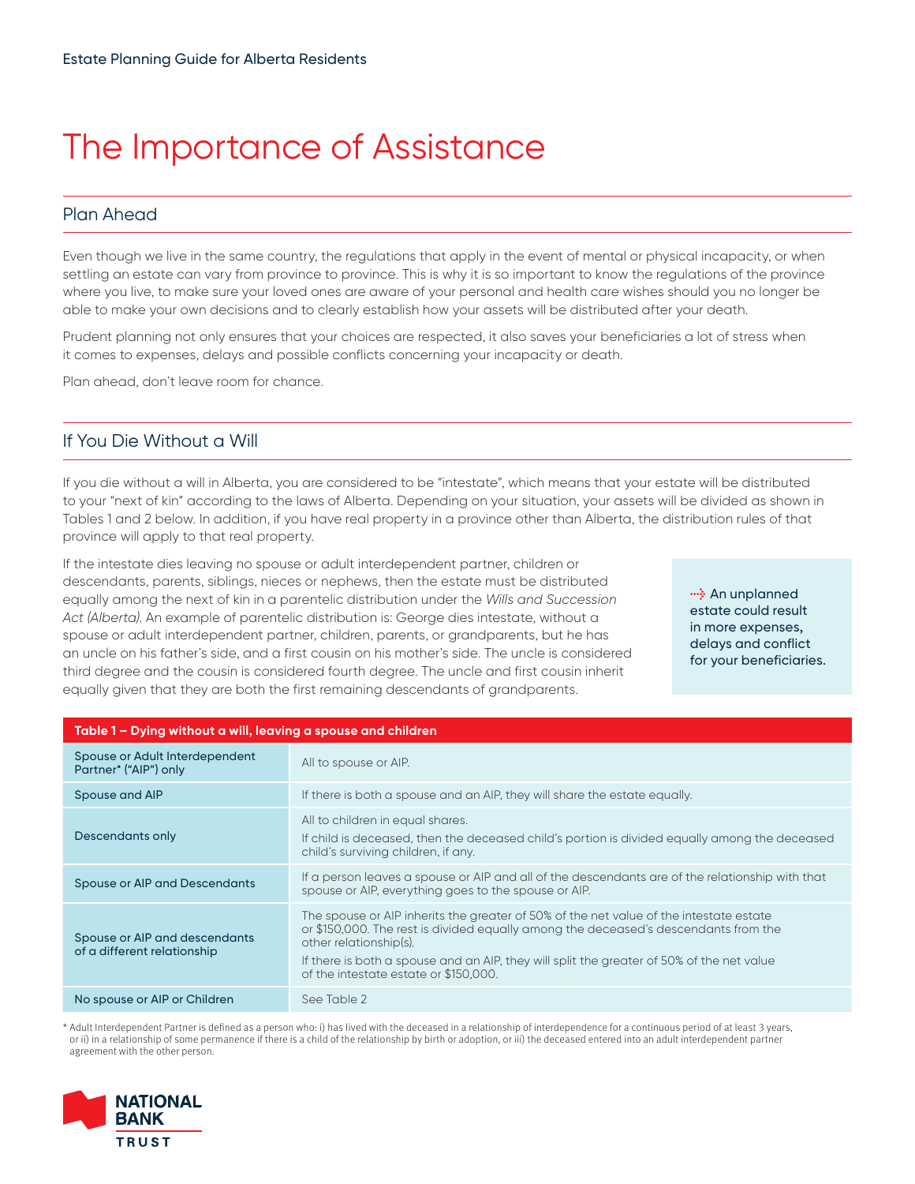# The Importance of Assistance

## Plan Ahead

Even though we live in the same country, the regulations that apply in the event of mental or physical incapacity, or when settling an estate can vary from province to province. This is why it is so important to know the regulations of the province where you live, to make sure your loved ones are aware of your personal and health care wishes should you no longer be able to make your own decisions and to clearly establish how your assets will be distributed after your death.

Prudent planning not only ensures that your choices are respected, it also saves your beneficiaries a lot of stress when it comes to expenses, delays and possible conflicts concerning your incapacity or death.

Plan ahead, don't leave room for chance.

## If You Die Without a Will

If you die without a will in Alberta, you are considered to be "intestate", which means that your estate will be distributed to your "next of kin" according to the laws of Alberta. Depending on your situation, your assets will be divided as shown in Tables 1 and 2 below. In addition, if you have real property in a province other than Alberta, the distribution rules of that province will apply to that real property.

If the intestate dies leaving no spouse or adult interdependent partner, children or descendants, parents, siblings, nieces or nephews, then the estate must be distributed equally among the next of kin in a parentelic distribution under the *Wills and Succession Act (Alberta)*. An example of parentelic distribution is: George dies intestate, without a spouse or adult interdependent partner, children, parents, or grandparents, but he has an uncle on his father's side, and a first cousin on his mother's side. The uncle is considered third degree and the cousin is considered fourth degree. The uncle and first cousin inherit equally given that they are both the first remaining descendants of grandparents.

**An unplanned estate could result in more expenses, delays and conflict for your beneficiaries.**

| Table 1 – Dying without a will, leaving a spouse and children | |
|---|---|
| Spouse or Adult Interdependent Partner* ("AIP") only | All to spouse or AIP. |
| Spouse and AIP | If there is both a spouse and an AIP, they will share the estate equally. |
| Descendants only | All to children in equal shares.<br>If child is deceased, then the deceased child's portion is divided equally among the deceased child's surviving children, if any. |
| Spouse or AIP and Descendants | If a person leaves a spouse or AIP and all of the descendants are of the relationship with that spouse or AIP, everything goes to the spouse or AIP. |
| Spouse or AIP and descendants of a different relationship | The spouse or AIP inherits the greater of 50% of the net value of the intestate estate or $150,000. The rest is divided equally among the deceased's descendants from the other relationship(s).<br>If there is both a spouse and an AIP, they will split the greater of 50% of the net value of the intestate estate or $150,000. |
| No spouse or AIP or Children | See Table 2 |

\* Adult Interdependent Partner is defined as a person who: i) has lived with the deceased in a relationship of interdependence for a continuous period of at least 3 years, or ii) in a relationship of some permanence if there is a child of the relationship by birth or adoption, or iii) the deceased entered into an adult interdependent partner agreement with the other person.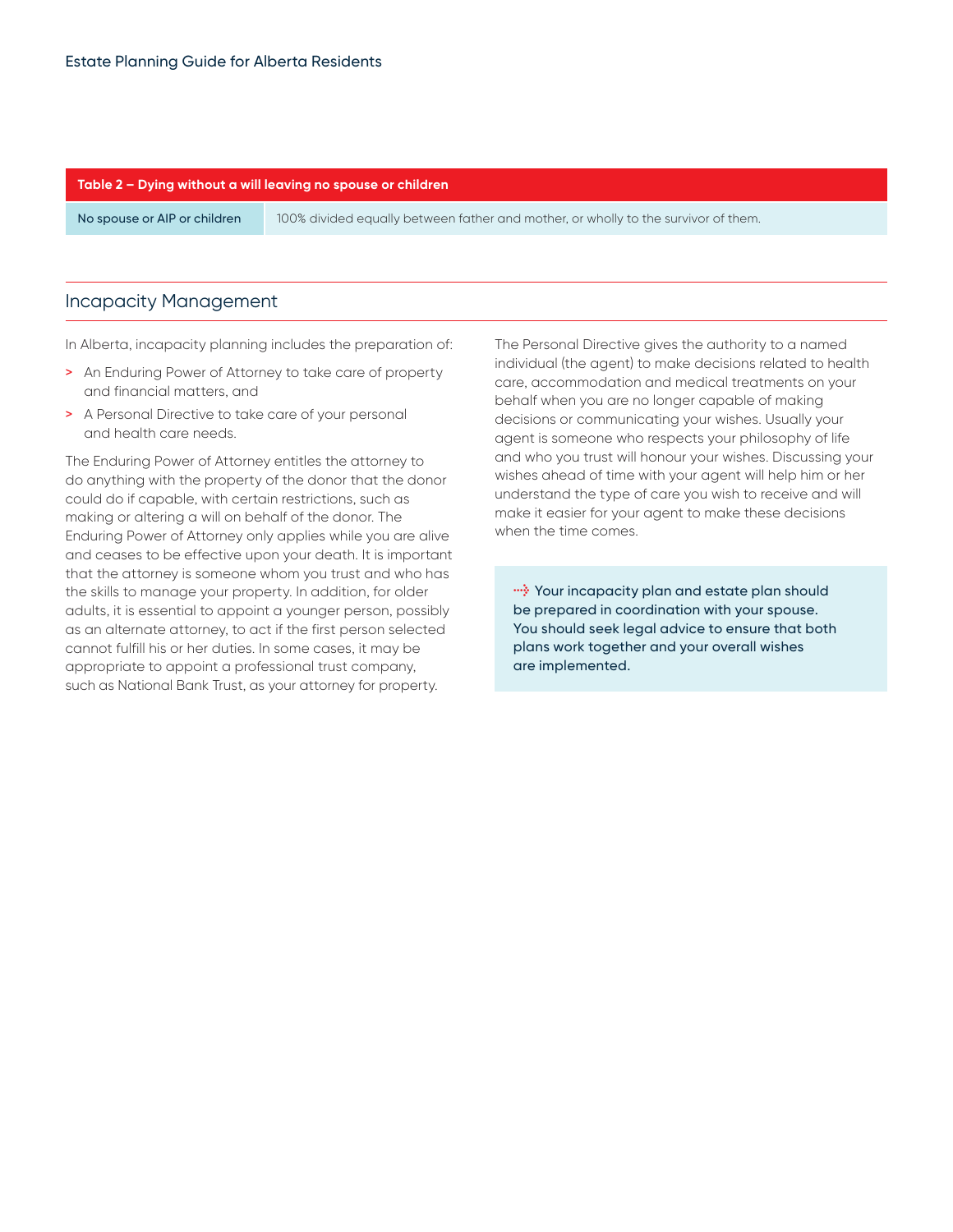| Table 2 – Dying without a will leaving no spouse or children | |
|---|---|
| No spouse or AIP or children | 100% divided equally between father and mother, or wholly to the survivor of them. |

## Incapacity Management

In Alberta, incapacity planning includes the preparation of:

- An Enduring Power of Attorney to take care of property and financial matters, and
- A Personal Directive to take care of your personal and health care needs.

The Enduring Power of Attorney entitles the attorney to do anything with the property of the donor that the donor could do if capable, with certain restrictions, such as making or altering a will on behalf of the donor. The Enduring Power of Attorney only applies while you are alive and ceases to be effective upon your death. It is important that the attorney is someone whom you trust and who has the skills to manage your property. In addition, for older adults, it is essential to appoint a younger person, possibly as an alternate attorney, to act if the first person selected cannot fulfill his or her duties. In some cases, it may be appropriate to appoint a professional trust company, such as National Bank Trust, as your attorney for property.

The Personal Directive gives the authority to a named individual (the agent) to make decisions related to health care, accommodation and medical treatments on your behalf when you are no longer capable of making decisions or communicating your wishes. Usually your agent is someone who respects your philosophy of life and who you trust will honour your wishes. Discussing your wishes ahead of time with your agent will help him or her understand the type of care you wish to receive and will make it easier for your agent to make these decisions when the time comes.

**Your incapacity plan and estate plan should be prepared in coordination with your spouse. You should seek legal advice to ensure that both plans work together and your overall wishes are implemented.**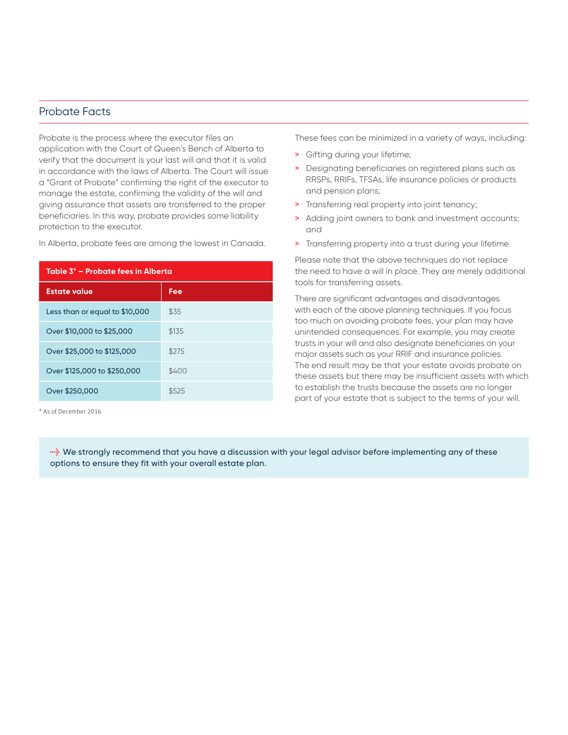## Probate Facts

Probate is the process where the executor files an application with the Court of Queen's Bench of Alberta to verify that the document is your last will and that it is valid in accordance with the laws of Alberta. The Court will issue a "Grant of Probate" confirming the right of the executor to manage the estate, confirming the validity of the will and giving assurance that assets are transferred to the proper beneficiaries. In this way, probate provides some liability protection to the executor.

In Alberta, probate fees are among the lowest in Canada.

**Table 3* – Probate fees in Alberta**

| Estate value | Fee |
|---|---|
| Less than or equal to $10,000 | $35 |
| Over $10,000 to $25,000 | $135 |
| Over $25,000 to $125,000 | $275 |
| Over $125,000 to $250,000 | $400 |
| Over $250,000 | $525 |

* As of December 2016

These fees can be minimized in a variety of ways, including:

- Gifting during your lifetime;
- Designating beneficiaries on registered plans such as RRSPs, RRIFs, TFSAs, life insurance policies or products and pension plans;
- Transferring real property into joint tenancy;
- Adding joint owners to bank and investment accounts; and
- Transferring property into a trust during your lifetime.

Please note that the above techniques do not replace the need to have a will in place. They are merely additional tools for transferring assets.

There are significant advantages and disadvantages with each of the above planning techniques. If you focus too much on avoiding probate fees, your plan may have unintended consequences. For example, you may create trusts in your will and also designate beneficiaries on your major assets such as your RRIF and insurance policies. The end result may be that your estate avoids probate on these assets but there may be insufficient assets with which to establish the trusts because the assets are no longer part of your estate that is subject to the terms of your will.

We strongly recommend that you have a discussion with your legal advisor before implementing any of these options to ensure they fit with your overall estate plan.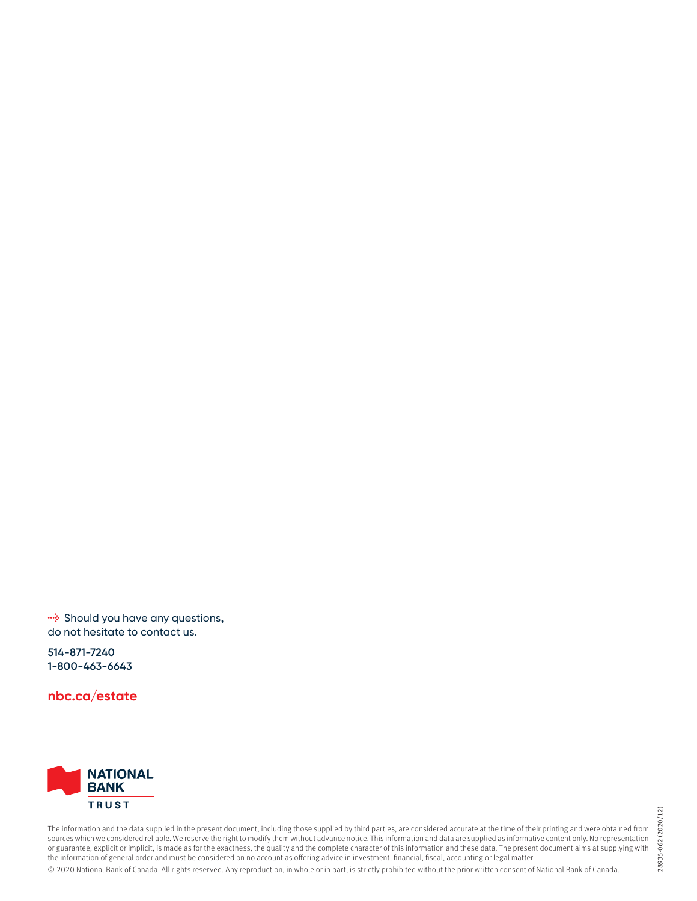Should you have any questions, do not hesitate to contact us.

**514-871-7240**
**1-800-463-6643**

**nbc.ca/estate**

NATIONAL BANK
TRUST

The information and the data supplied in the present document, including those supplied by third parties, are considered accurate at the time of their printing and were obtained from sources which we considered reliable. We reserve the right to modify them without advance notice. This information and data are supplied as informative content only. No representation or guarantee, explicit or implicit, is made as for the exactness, the quality and the complete character of this information and these data. The present document aims at supplying with the information of general order and must be considered on no account as offering advice in investment, financial, fiscal, accounting or legal matter.

© 2020 National Bank of Canada. All rights reserved. Any reproduction, in whole or in part, is strictly prohibited without the prior written consent of National Bank of Canada.

28935-062 (2020/12)